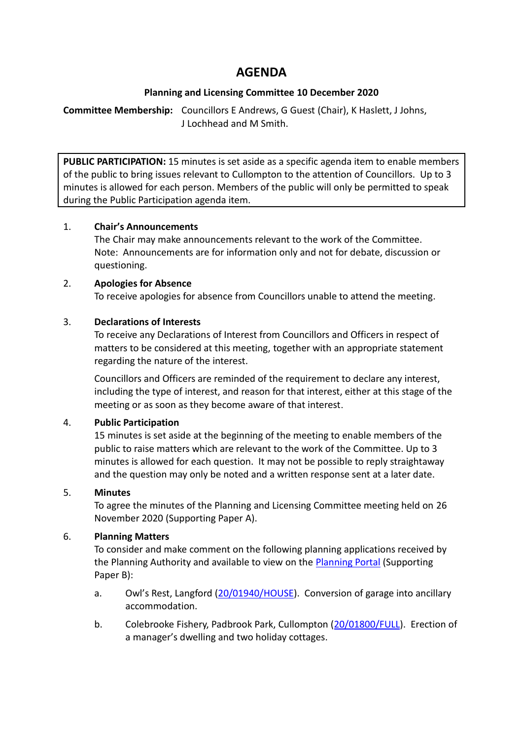# AGENDA

**Planning and Licensing Committee 10 December 2020**

**Committee Membership:** Councillors E Andrews, G Guest (Chair), K Haslett, J Johns, J Lochhead and M Smith.

**PUBLIC PARTICIPATION:** 15 minutes is set aside as a specific agenda item to enable members of the public to bring issues relevant to Cullompton to the attention of Councillors. Up to 3 minutes is allowed for each person. Members of the public will only be permitted to speak during the Public Participation agenda item.

1. **Chair's Announcements**
   The Chair may make announcements relevant to the work of the Committee. Note: Announcements are for information only and not for debate, discussion or questioning.

2. **Apologies for Absence**
   To receive apologies for absence from Councillors unable to attend the meeting.

3. **Declarations of Interests**
   To receive any Declarations of Interest from Councillors and Officers in respect of matters to be considered at this meeting, together with an appropriate statement regarding the nature of the interest.

   Councillors and Officers are reminded of the requirement to declare any interest, including the type of interest, and reason for that interest, either at this stage of the meeting or as soon as they become aware of that interest.

4. **Public Participation**
   15 minutes is set aside at the beginning of the meeting to enable members of the public to raise matters which are relevant to the work of the Committee. Up to 3 minutes is allowed for each question. It may not be possible to reply straightaway and the question may only be noted and a written response sent at a later date.

5. **Minutes**
   To agree the minutes of the Planning and Licensing Committee meeting held on 26 November 2020 (Supporting Paper A).

6. **Planning Matters**
   To consider and make comment on the following planning applications received by the Planning Authority and available to view on the Planning Portal (Supporting Paper B):

   a. Owl's Rest, Langford (20/01940/HOUSE). Conversion of garage into ancillary accommodation.

   b. Colebrooke Fishery, Padbrook Park, Cullompton (20/01800/FULL). Erection of a manager's dwelling and two holiday cottages.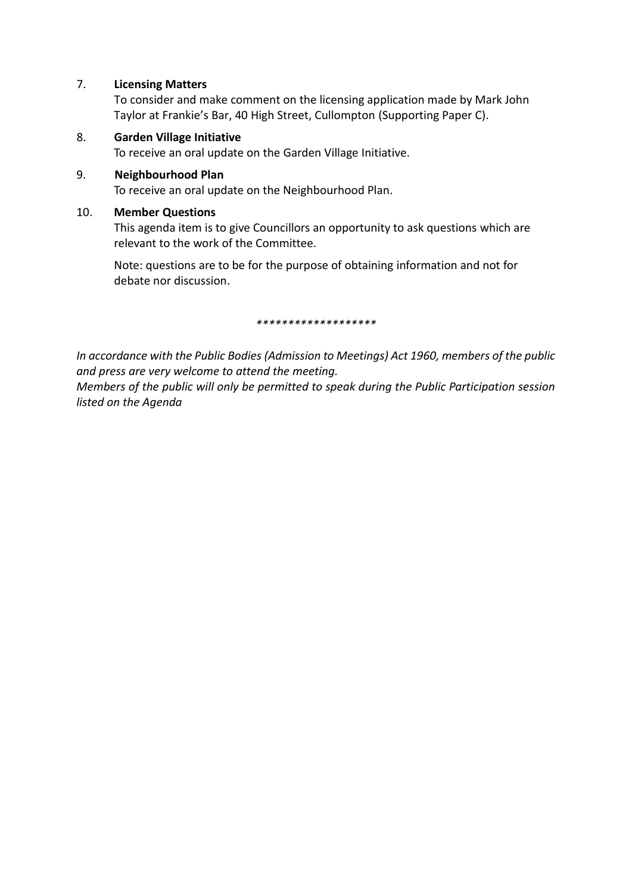7. **Licensing Matters**

   To consider and make comment on the licensing application made by Mark John Taylor at Frankie's Bar, 40 High Street, Cullompton (Supporting Paper C).

8. **Garden Village Initiative**

   To receive an oral update on the Garden Village Initiative.

9. **Neighbourhood Plan**

   To receive an oral update on the Neighbourhood Plan.

10. **Member Questions**

    This agenda item is to give Councillors an opportunity to ask questions which are relevant to the work of the Committee.

    Note: questions are to be for the purpose of obtaining information and not for debate nor discussion.

******************

*In accordance with the Public Bodies (Admission to Meetings) Act 1960, members of the public and press are very welcome to attend the meeting.*
*Members of the public will only be permitted to speak during the Public Participation session listed on the Agenda*